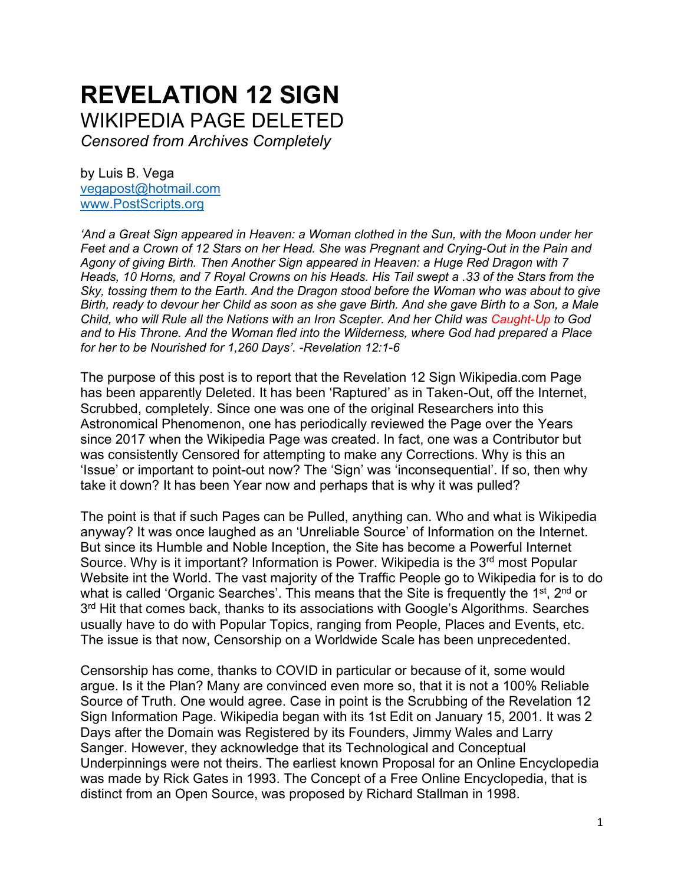# REVELATION 12 SIGN

## WIKIPEDIA PAGE DELETED

*Censored from Archives Completely*

by Luis B. Vega
vegapost@hotmail.com
www.PostScripts.org

*'And a Great Sign appeared in Heaven: a Woman clothed in the Sun, with the Moon under her Feet and a Crown of 12 Stars on her Head. She was Pregnant and Crying-Out in the Pain and Agony of giving Birth. Then Another Sign appeared in Heaven: a Huge Red Dragon with 7 Heads, 10 Horns, and 7 Royal Crowns on his Heads. His Tail swept a .33 of the Stars from the Sky, tossing them to the Earth. And the Dragon stood before the Woman who was about to give Birth, ready to devour her Child as soon as she gave Birth. And she gave Birth to a Son, a Male Child, who will Rule all the Nations with an Iron Scepter. And her Child was Caught-Up to God and to His Throne. And the Woman fled into the Wilderness, where God had prepared a Place for her to be Nourished for 1,260 Days'. -Revelation 12:1-6*

The purpose of this post is to report that the Revelation 12 Sign Wikipedia.com Page has been apparently Deleted. It has been 'Raptured' as in Taken-Out, off the Internet, Scrubbed, completely. Since one was one of the original Researchers into this Astronomical Phenomenon, one has periodically reviewed the Page over the Years since 2017 when the Wikipedia Page was created. In fact, one was a Contributor but was consistently Censored for attempting to make any Corrections. Why is this an 'Issue' or important to point-out now? The 'Sign' was 'inconsequential'. If so, then why take it down? It has been Year now and perhaps that is why it was pulled?

The point is that if such Pages can be Pulled, anything can. Who and what is Wikipedia anyway? It was once laughed as an 'Unreliable Source' of Information on the Internet. But since its Humble and Noble Inception, the Site has become a Powerful Internet Source. Why is it important? Information is Power. Wikipedia is the 3rd most Popular Website int the World. The vast majority of the Traffic People go to Wikipedia for is to do what is called 'Organic Searches'. This means that the Site is frequently the 1st, 2nd or 3rd Hit that comes back, thanks to its associations with Google's Algorithms. Searches usually have to do with Popular Topics, ranging from People, Places and Events, etc. The issue is that now, Censorship on a Worldwide Scale has been unprecedented.

Censorship has come, thanks to COVID in particular or because of it, some would argue. Is it the Plan? Many are convinced even more so, that it is not a 100% Reliable Source of Truth. One would agree. Case in point is the Scrubbing of the Revelation 12 Sign Information Page. Wikipedia began with its 1st Edit on January 15, 2001. It was 2 Days after the Domain was Registered by its Founders, Jimmy Wales and Larry Sanger. However, they acknowledge that its Technological and Conceptual Underpinnings were not theirs. The earliest known Proposal for an Online Encyclopedia was made by Rick Gates in 1993. The Concept of a Free Online Encyclopedia, that is distinct from an Open Source, was proposed by Richard Stallman in 1998.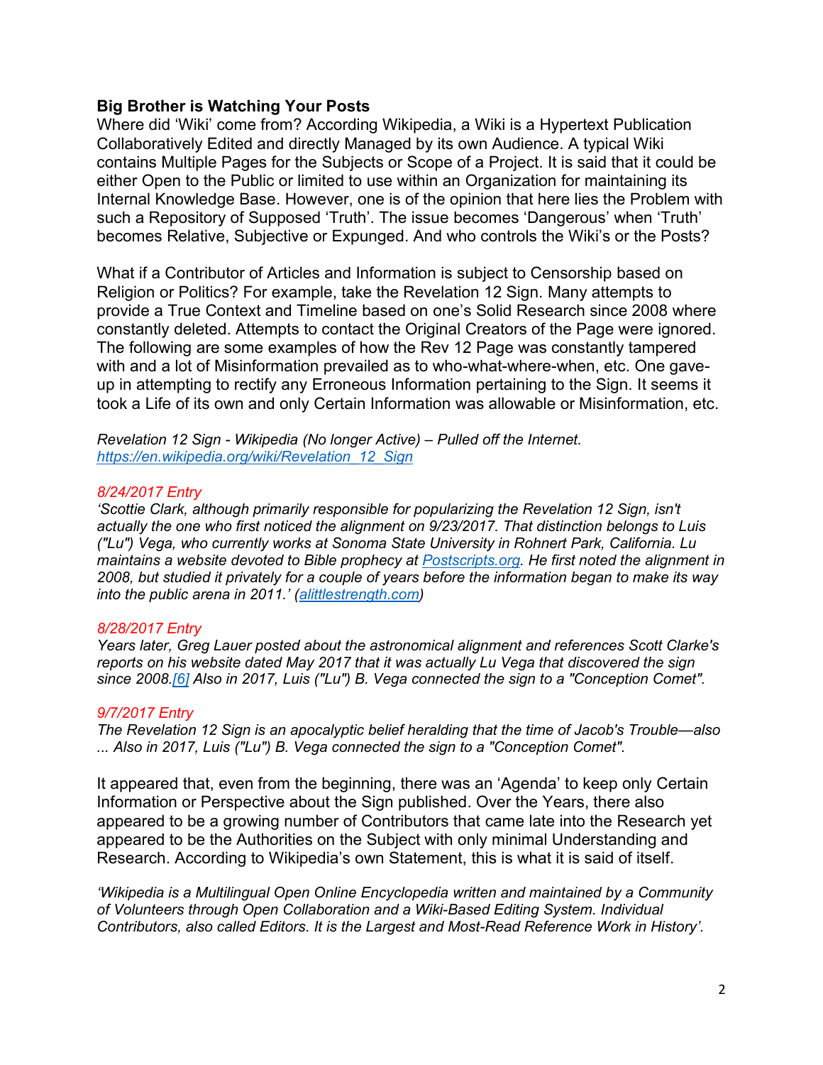**Big Brother is Watching Your Posts**

Where did 'Wiki' come from? According Wikipedia, a Wiki is a Hypertext Publication Collaboratively Edited and directly Managed by its own Audience. A typical Wiki contains Multiple Pages for the Subjects or Scope of a Project. It is said that it could be either Open to the Public or limited to use within an Organization for maintaining its Internal Knowledge Base. However, one is of the opinion that here lies the Problem with such a Repository of Supposed 'Truth'. The issue becomes 'Dangerous' when 'Truth' becomes Relative, Subjective or Expunged. And who controls the Wiki's or the Posts?

What if a Contributor of Articles and Information is subject to Censorship based on Religion or Politics? For example, take the Revelation 12 Sign. Many attempts to provide a True Context and Timeline based on one's Solid Research since 2008 where constantly deleted. Attempts to contact the Original Creators of the Page were ignored. The following are some examples of how the Rev 12 Page was constantly tampered with and a lot of Misinformation prevailed as to who-what-where-when, etc. One gave-up in attempting to rectify any Erroneous Information pertaining to the Sign. It seems it took a Life of its own and only Certain Information was allowable or Misinformation, etc.

*Revelation 12 Sign - Wikipedia (No longer Active) – Pulled off the Internet.*
*[https://en.wikipedia.org/wiki/Revelation_12_Sign](https://en.wikipedia.org/wiki/Revelation_12_Sign)*

*8/24/2017 Entry*
*'Scottie Clark, although primarily responsible for popularizing the Revelation 12 Sign, isn't actually the one who first noticed the alignment on 9/23/2017. That distinction belongs to Luis ("Lu") Vega, who currently works at Sonoma State University in Rohnert Park, California. Lu maintains a website devoted to Bible prophecy at [Postscripts.org](Postscripts.org). He first noted the alignment in 2008, but studied it privately for a couple of years before the information began to make its way into the public arena in 2011.' ([alittlestrength.com](alittlestrength.com))*

*8/28/2017 Entry*
*Years later, Greg Lauer posted about the astronomical alignment and references Scott Clarke's reports on his website dated May 2017 that it was actually Lu Vega that discovered the sign since 2008.[6] Also in 2017, Luis ("Lu") B. Vega connected the sign to a "Conception Comet".*

*9/7/2017 Entry*
*The Revelation 12 Sign is an apocalyptic belief heralding that the time of Jacob's Trouble—also ... Also in 2017, Luis ("Lu") B. Vega connected the sign to a "Conception Comet".*

It appeared that, even from the beginning, there was an 'Agenda' to keep only Certain Information or Perspective about the Sign published. Over the Years, there also appeared to be a growing number of Contributors that came late into the Research yet appeared to be the Authorities on the Subject with only minimal Understanding and Research. According to Wikipedia's own Statement, this is what it is said of itself.

*'Wikipedia is a Multilingual Open Online Encyclopedia written and maintained by a Community of Volunteers through Open Collaboration and a Wiki-Based Editing System. Individual Contributors, also called Editors. It is the Largest and Most-Read Reference Work in History'.*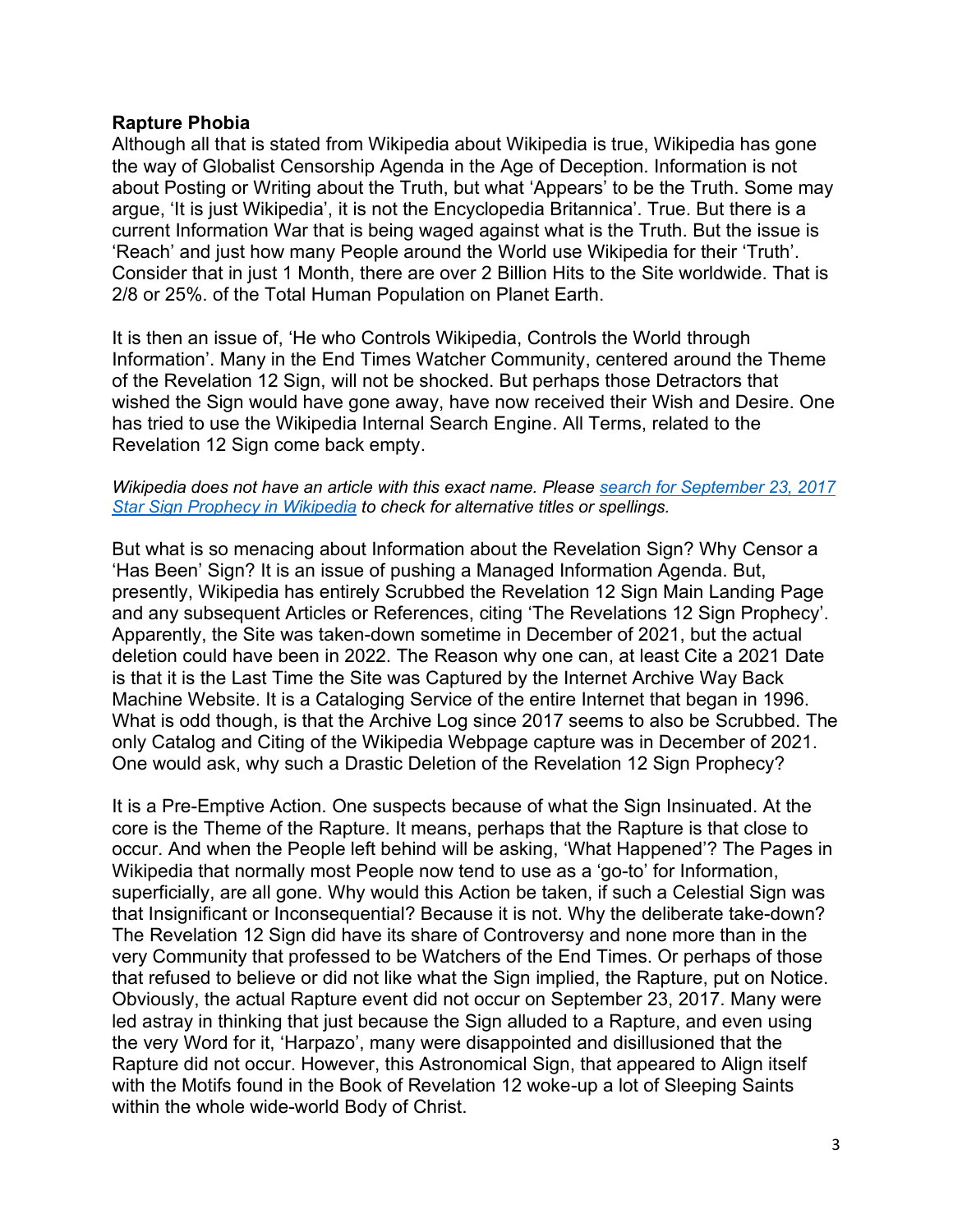**Rapture Phobia**

Although all that is stated from Wikipedia about Wikipedia is true, Wikipedia has gone the way of Globalist Censorship Agenda in the Age of Deception. Information is not about Posting or Writing about the Truth, but what 'Appears' to be the Truth. Some may argue, 'It is just Wikipedia', it is not the Encyclopedia Britannica'. True. But there is a current Information War that is being waged against what is the Truth. But the issue is 'Reach' and just how many People around the World use Wikipedia for their 'Truth'. Consider that in just 1 Month, there are over 2 Billion Hits to the Site worldwide. That is 2/8 or 25%. of the Total Human Population on Planet Earth.

It is then an issue of, 'He who Controls Wikipedia, Controls the World through Information'. Many in the End Times Watcher Community, centered around the Theme of the Revelation 12 Sign, will not be shocked. But perhaps those Detractors that wished the Sign would have gone away, have now received their Wish and Desire. One has tried to use the Wikipedia Internal Search Engine. All Terms, related to the Revelation 12 Sign come back empty.

*Wikipedia does not have an article with this exact name. Please [search for September 23, 2017 Star Sign Prophecy in Wikipedia] to check for alternative titles or spellings.*

But what is so menacing about Information about the Revelation Sign? Why Censor a 'Has Been' Sign? It is an issue of pushing a Managed Information Agenda. But, presently, Wikipedia has entirely Scrubbed the Revelation 12 Sign Main Landing Page and any subsequent Articles or References, citing 'The Revelations 12 Sign Prophecy'. Apparently, the Site was taken-down sometime in December of 2021, but the actual deletion could have been in 2022. The Reason why one can, at least Cite a 2021 Date is that it is the Last Time the Site was Captured by the Internet Archive Way Back Machine Website. It is a Cataloging Service of the entire Internet that began in 1996. What is odd though, is that the Archive Log since 2017 seems to also be Scrubbed. The only Catalog and Citing of the Wikipedia Webpage capture was in December of 2021. One would ask, why such a Drastic Deletion of the Revelation 12 Sign Prophecy?

It is a Pre-Emptive Action. One suspects because of what the Sign Insinuated. At the core is the Theme of the Rapture. It means, perhaps that the Rapture is that close to occur. And when the People left behind will be asking, 'What Happened'? The Pages in Wikipedia that normally most People now tend to use as a 'go-to' for Information, superficially, are all gone. Why would this Action be taken, if such a Celestial Sign was that Insignificant or Inconsequential? Because it is not. Why the deliberate take-down? The Revelation 12 Sign did have its share of Controversy and none more than in the very Community that professed to be Watchers of the End Times. Or perhaps of those that refused to believe or did not like what the Sign implied, the Rapture, put on Notice. Obviously, the actual Rapture event did not occur on September 23, 2017. Many were led astray in thinking that just because the Sign alluded to a Rapture, and even using the very Word for it, 'Harpazo', many were disappointed and disillusioned that the Rapture did not occur. However, this Astronomical Sign, that appeared to Align itself with the Motifs found in the Book of Revelation 12 woke-up a lot of Sleeping Saints within the whole wide-world Body of Christ.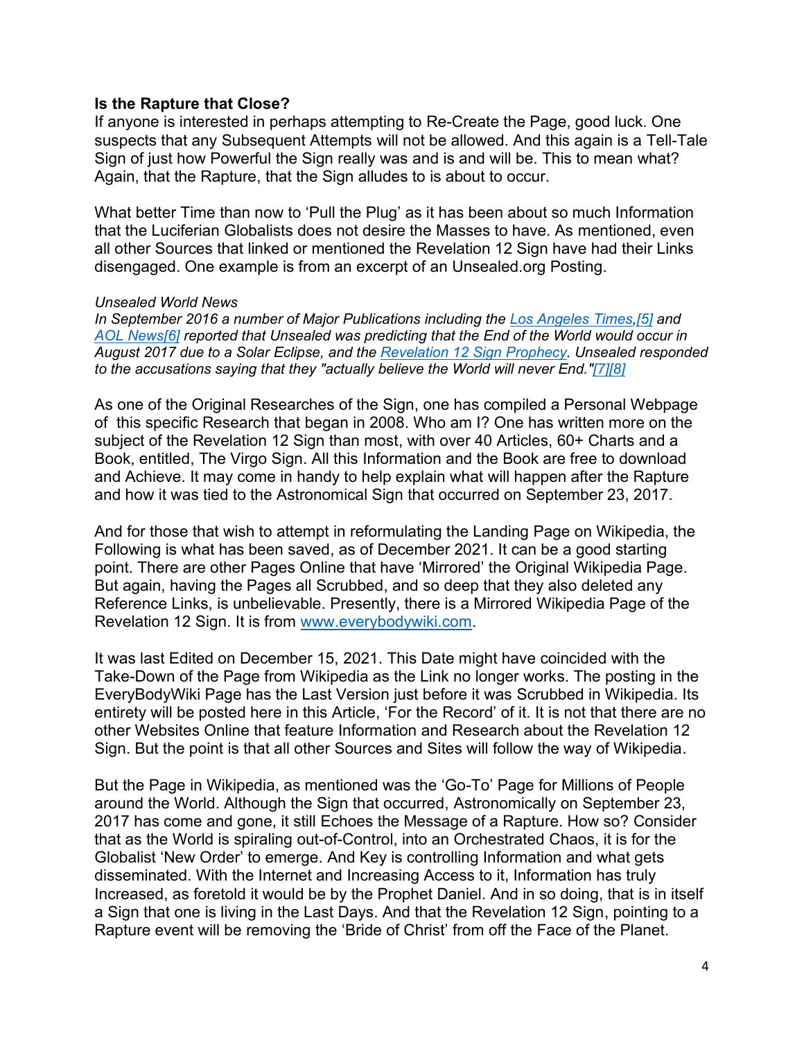**Is the Rapture that Close?**

If anyone is interested in perhaps attempting to Re-Create the Page, good luck. One suspects that any Subsequent Attempts will not be allowed. And this again is a Tell-Tale Sign of just how Powerful the Sign really was and is and will be. This to mean what? Again, that the Rapture, that the Sign alludes to is about to occur.

What better Time than now to 'Pull the Plug' as it has been about so much Information that the Luciferian Globalists does not desire the Masses to have. As mentioned, even all other Sources that linked or mentioned the Revelation 12 Sign have had their Links disengaged. One example is from an excerpt of an Unsealed.org Posting.

*Unsealed World News*
*In September 2016 a number of Major Publications including the Los Angeles Times,[5] and AOL News[6] reported that Unsealed was predicting that the End of the World would occur in August 2017 due to a Solar Eclipse, and the Revelation 12 Sign Prophecy. Unsealed responded to the accusations saying that they "actually believe the World will never End."[7][8]*

As one of the Original Researches of the Sign, one has compiled a Personal Webpage of this specific Research that began in 2008. Who am I? One has written more on the subject of the Revelation 12 Sign than most, with over 40 Articles, 60+ Charts and a Book, entitled, The Virgo Sign. All this Information and the Book are free to download and Achieve. It may come in handy to help explain what will happen after the Rapture and how it was tied to the Astronomical Sign that occurred on September 23, 2017.

And for those that wish to attempt in reformulating the Landing Page on Wikipedia, the Following is what has been saved, as of December 2021. It can be a good starting point. There are other Pages Online that have 'Mirrored' the Original Wikipedia Page. But again, having the Pages all Scrubbed, and so deep that they also deleted any Reference Links, is unbelievable. Presently, there is a Mirrored Wikipedia Page of the Revelation 12 Sign. It is from www.everybodywiki.com.

It was last Edited on December 15, 2021. This Date might have coincided with the Take-Down of the Page from Wikipedia as the Link no longer works. The posting in the EveryBodyWiki Page has the Last Version just before it was Scrubbed in Wikipedia. Its entirety will be posted here in this Article, 'For the Record' of it. It is not that there are no other Websites Online that feature Information and Research about the Revelation 12 Sign. But the point is that all other Sources and Sites will follow the way of Wikipedia.

But the Page in Wikipedia, as mentioned was the 'Go-To' Page for Millions of People around the World. Although the Sign that occurred, Astronomically on September 23, 2017 has come and gone, it still Echoes the Message of a Rapture. How so? Consider that as the World is spiraling out-of-Control, into an Orchestrated Chaos, it is for the Globalist 'New Order' to emerge. And Key is controlling Information and what gets disseminated. With the Internet and Increasing Access to it, Information has truly Increased, as foretold it would be by the Prophet Daniel. And in so doing, that is in itself a Sign that one is living in the Last Days. And that the Revelation 12 Sign, pointing to a Rapture event will be removing the 'Bride of Christ' from off the Face of the Planet.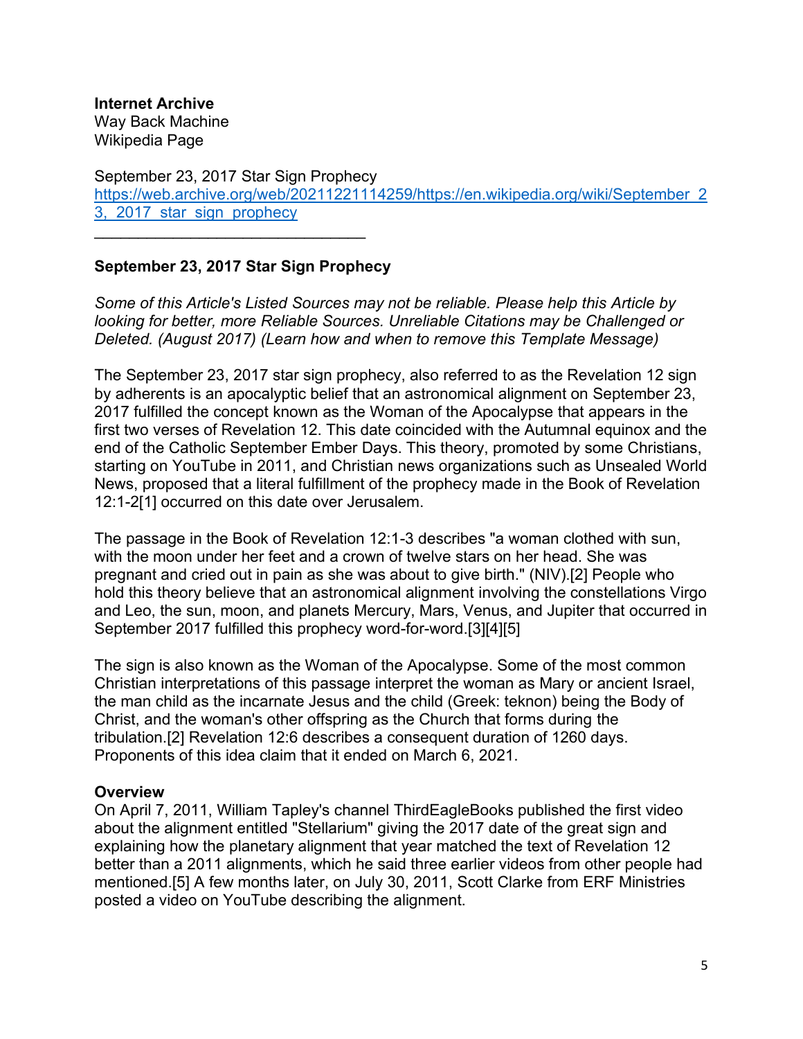**Internet Archive**
Way Back Machine
Wikipedia Page

September 23, 2017 Star Sign Prophecy
https://web.archive.org/web/20211221114259/https://en.wikipedia.org/wiki/September_23,_2017_star_sign_prophecy

---

**September 23, 2017 Star Sign Prophecy**

*Some of this Article's Listed Sources may not be reliable. Please help this Article by looking for better, more Reliable Sources. Unreliable Citations may be Challenged or Deleted. (August 2017) (Learn how and when to remove this Template Message)*

The September 23, 2017 star sign prophecy, also referred to as the Revelation 12 sign by adherents is an apocalyptic belief that an astronomical alignment on September 23, 2017 fulfilled the concept known as the Woman of the Apocalypse that appears in the first two verses of Revelation 12. This date coincided with the Autumnal equinox and the end of the Catholic September Ember Days. This theory, promoted by some Christians, starting on YouTube in 2011, and Christian news organizations such as Unsealed World News, proposed that a literal fulfillment of the prophecy made in the Book of Revelation 12:1-2[1] occurred on this date over Jerusalem.

The passage in the Book of Revelation 12:1-3 describes "a woman clothed with sun, with the moon under her feet and a crown of twelve stars on her head. She was pregnant and cried out in pain as she was about to give birth." (NIV).[2] People who hold this theory believe that an astronomical alignment involving the constellations Virgo and Leo, the sun, moon, and planets Mercury, Mars, Venus, and Jupiter that occurred in September 2017 fulfilled this prophecy word-for-word.[3][4][5]

The sign is also known as the Woman of the Apocalypse. Some of the most common Christian interpretations of this passage interpret the woman as Mary or ancient Israel, the man child as the incarnate Jesus and the child (Greek: teknon) being the Body of Christ, and the woman's other offspring as the Church that forms during the tribulation.[2] Revelation 12:6 describes a consequent duration of 1260 days. Proponents of this idea claim that it ended on March 6, 2021.

**Overview**

On April 7, 2011, William Tapley's channel ThirdEagleBooks published the first video about the alignment entitled "Stellarium" giving the 2017 date of the great sign and explaining how the planetary alignment that year matched the text of Revelation 12 better than a 2011 alignments, which he said three earlier videos from other people had mentioned.[5] A few months later, on July 30, 2011, Scott Clarke from ERF Ministries posted a video on YouTube describing the alignment.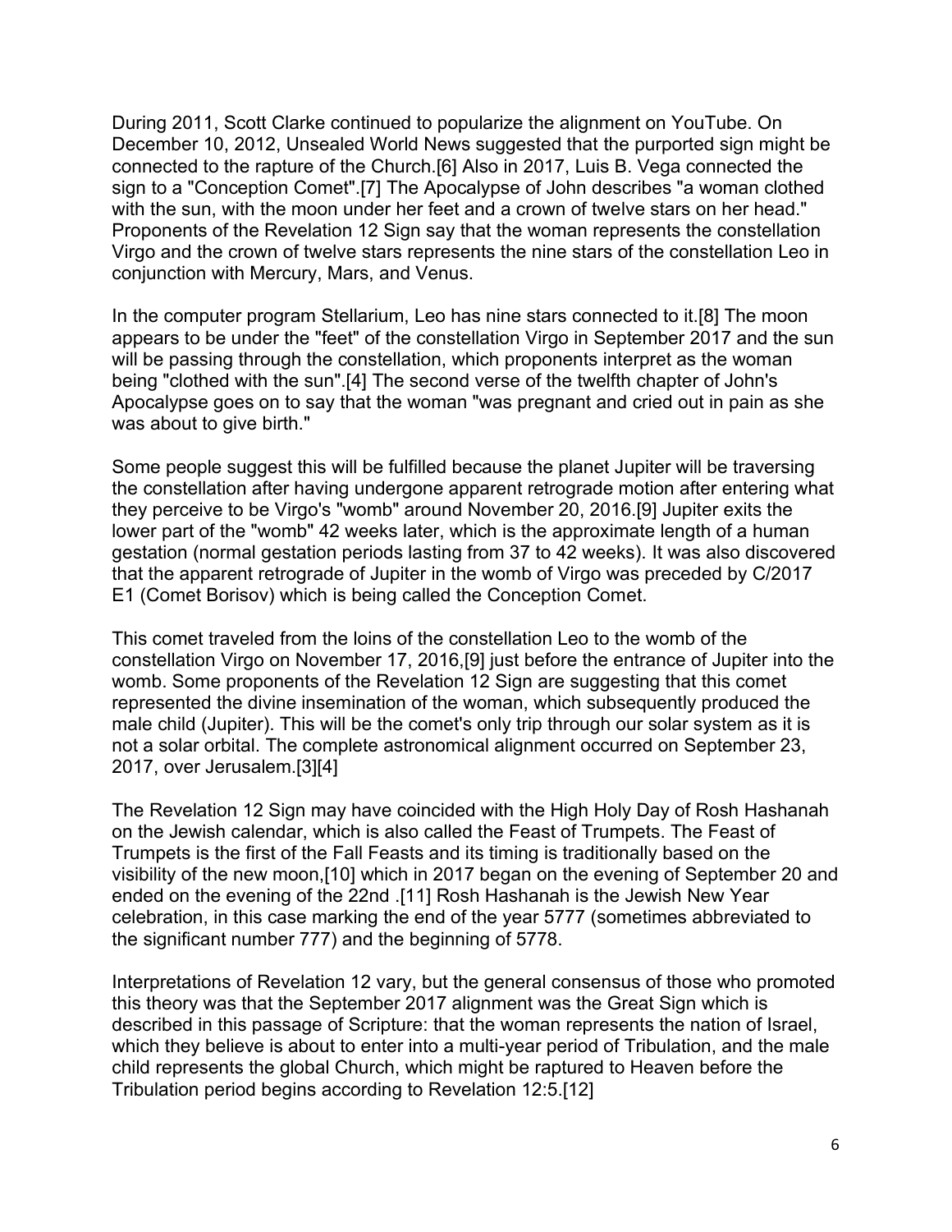During 2011, Scott Clarke continued to popularize the alignment on YouTube. On December 10, 2012, Unsealed World News suggested that the purported sign might be connected to the rapture of the Church.[6] Also in 2017, Luis B. Vega connected the sign to a "Conception Comet".[7] The Apocalypse of John describes "a woman clothed with the sun, with the moon under her feet and a crown of twelve stars on her head." Proponents of the Revelation 12 Sign say that the woman represents the constellation Virgo and the crown of twelve stars represents the nine stars of the constellation Leo in conjunction with Mercury, Mars, and Venus.

In the computer program Stellarium, Leo has nine stars connected to it.[8] The moon appears to be under the "feet" of the constellation Virgo in September 2017 and the sun will be passing through the constellation, which proponents interpret as the woman being "clothed with the sun".[4] The second verse of the twelfth chapter of John's Apocalypse goes on to say that the woman "was pregnant and cried out in pain as she was about to give birth."

Some people suggest this will be fulfilled because the planet Jupiter will be traversing the constellation after having undergone apparent retrograde motion after entering what they perceive to be Virgo's "womb" around November 20, 2016.[9] Jupiter exits the lower part of the "womb" 42 weeks later, which is the approximate length of a human gestation (normal gestation periods lasting from 37 to 42 weeks). It was also discovered that the apparent retrograde of Jupiter in the womb of Virgo was preceded by C/2017 E1 (Comet Borisov) which is being called the Conception Comet.

This comet traveled from the loins of the constellation Leo to the womb of the constellation Virgo on November 17, 2016,[9] just before the entrance of Jupiter into the womb. Some proponents of the Revelation 12 Sign are suggesting that this comet represented the divine insemination of the woman, which subsequently produced the male child (Jupiter). This will be the comet's only trip through our solar system as it is not a solar orbital. The complete astronomical alignment occurred on September 23, 2017, over Jerusalem.[3][4]

The Revelation 12 Sign may have coincided with the High Holy Day of Rosh Hashanah on the Jewish calendar, which is also called the Feast of Trumpets. The Feast of Trumpets is the first of the Fall Feasts and its timing is traditionally based on the visibility of the new moon,[10] which in 2017 began on the evening of September 20 and ended on the evening of the 22nd .[11] Rosh Hashanah is the Jewish New Year celebration, in this case marking the end of the year 5777 (sometimes abbreviated to the significant number 777) and the beginning of 5778.

Interpretations of Revelation 12 vary, but the general consensus of those who promoted this theory was that the September 2017 alignment was the Great Sign which is described in this passage of Scripture: that the woman represents the nation of Israel, which they believe is about to enter into a multi-year period of Tribulation, and the male child represents the global Church, which might be raptured to Heaven before the Tribulation period begins according to Revelation 12:5.[12]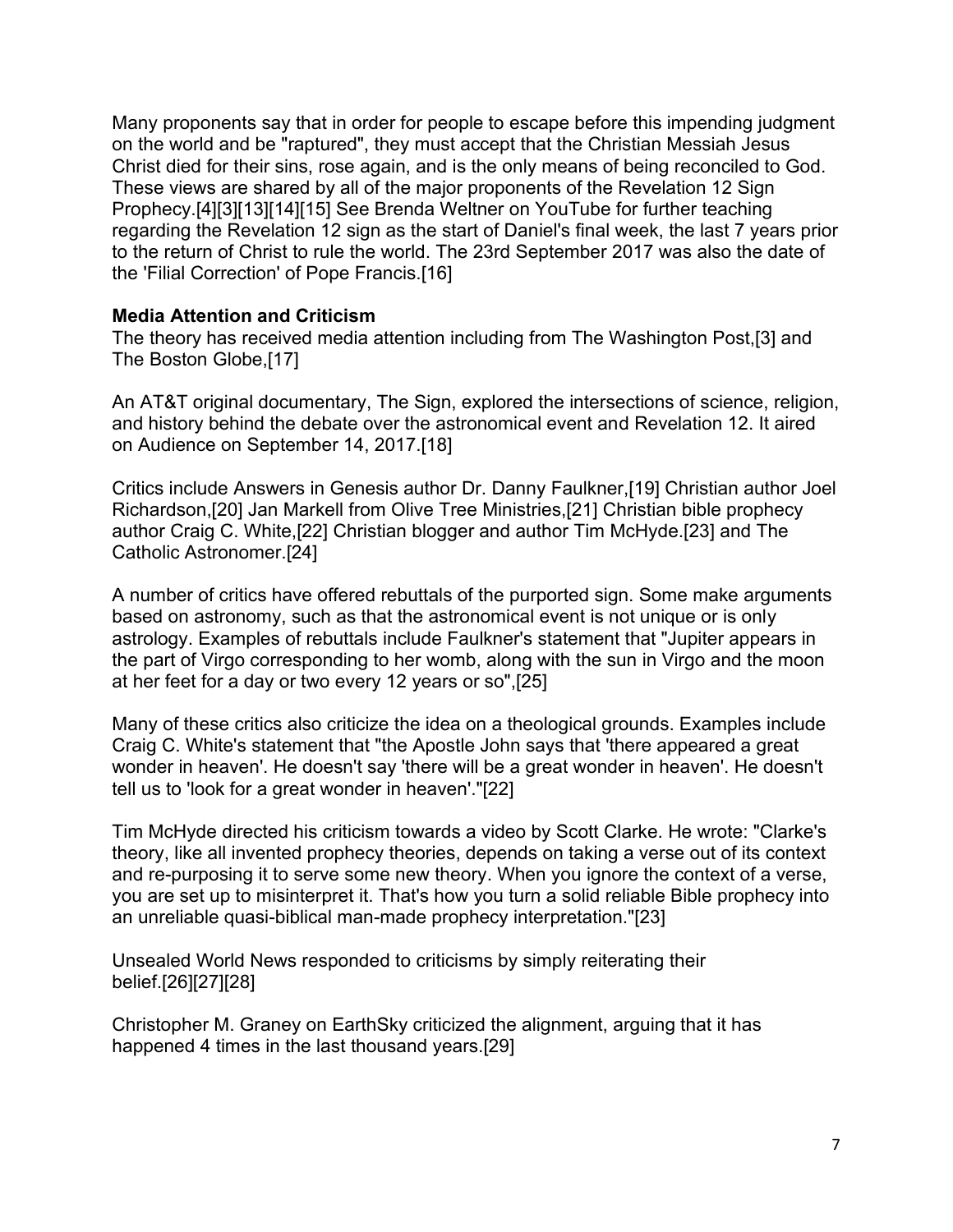Many proponents say that in order for people to escape before this impending judgment on the world and be "raptured", they must accept that the Christian Messiah Jesus Christ died for their sins, rose again, and is the only means of being reconciled to God. These views are shared by all of the major proponents of the Revelation 12 Sign Prophecy.[4][3][13][14][15] See Brenda Weltner on YouTube for further teaching regarding the Revelation 12 sign as the start of Daniel's final week, the last 7 years prior to the return of Christ to rule the world. The 23rd September 2017 was also the date of the 'Filial Correction' of Pope Francis.[16]

**Media Attention and Criticism**

The theory has received media attention including from The Washington Post,[3] and The Boston Globe,[17]

An AT&T original documentary, The Sign, explored the intersections of science, religion, and history behind the debate over the astronomical event and Revelation 12. It aired on Audience on September 14, 2017.[18]

Critics include Answers in Genesis author Dr. Danny Faulkner,[19] Christian author Joel Richardson,[20] Jan Markell from Olive Tree Ministries,[21] Christian bible prophecy author Craig C. White,[22] Christian blogger and author Tim McHyde.[23] and The Catholic Astronomer.[24]

A number of critics have offered rebuttals of the purported sign. Some make arguments based on astronomy, such as that the astronomical event is not unique or is only astrology. Examples of rebuttals include Faulkner's statement that "Jupiter appears in the part of Virgo corresponding to her womb, along with the sun in Virgo and the moon at her feet for a day or two every 12 years or so",[25]

Many of these critics also criticize the idea on a theological grounds. Examples include Craig C. White's statement that "the Apostle John says that 'there appeared a great wonder in heaven'. He doesn't say 'there will be a great wonder in heaven'. He doesn't tell us to 'look for a great wonder in heaven'."[22]

Tim McHyde directed his criticism towards a video by Scott Clarke. He wrote: "Clarke's theory, like all invented prophecy theories, depends on taking a verse out of its context and re-purposing it to serve some new theory. When you ignore the context of a verse, you are set up to misinterpret it. That's how you turn a solid reliable Bible prophecy into an unreliable quasi-biblical man-made prophecy interpretation."[23]

Unsealed World News responded to criticisms by simply reiterating their belief.[26][27][28]

Christopher M. Graney on EarthSky criticized the alignment, arguing that it has happened 4 times in the last thousand years.[29]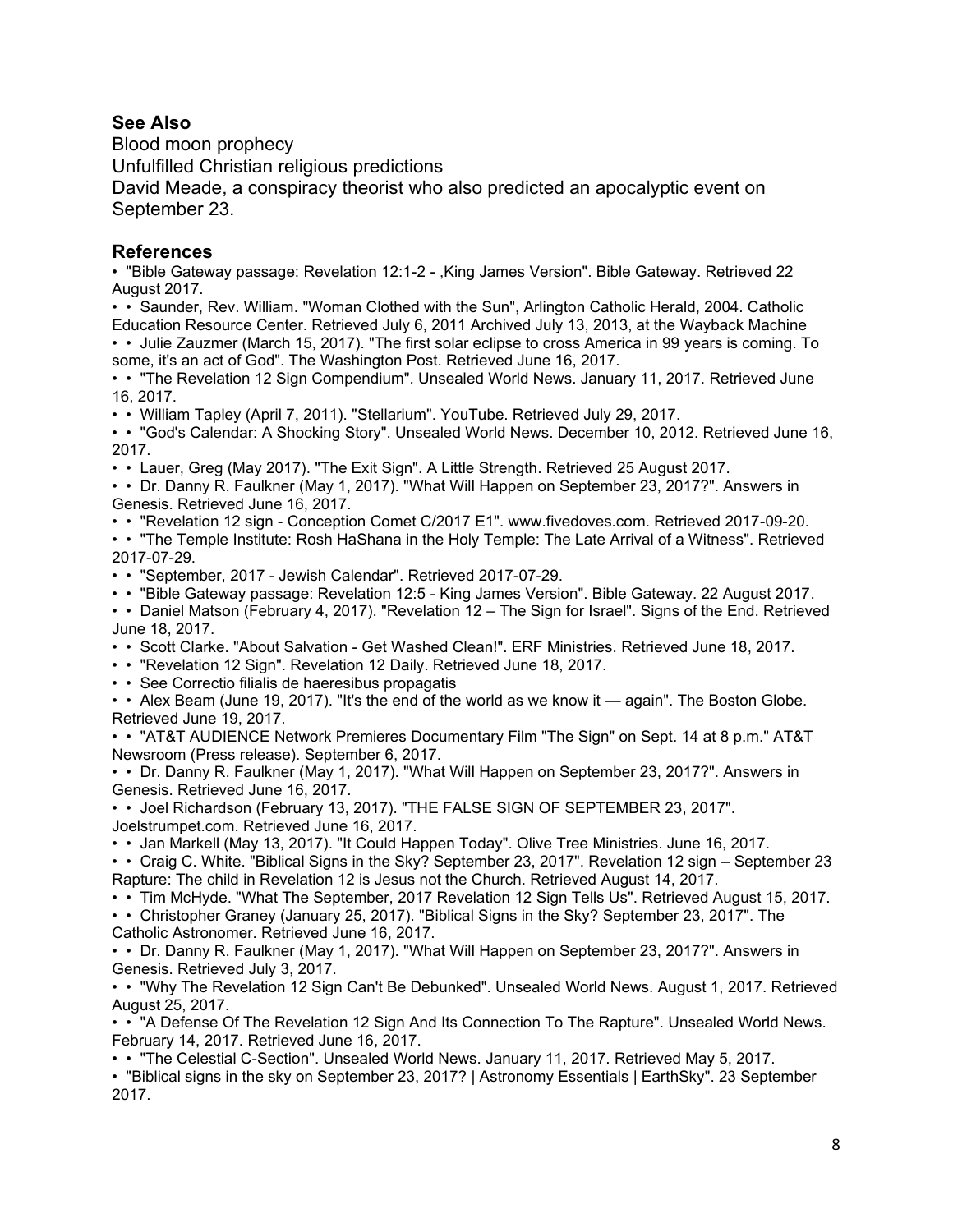## See Also

Blood moon prophecy

Unfulfilled Christian religious predictions

David Meade, a conspiracy theorist who also predicted an apocalyptic event on September 23.

## References

- "Bible Gateway passage: Revelation 12:1-2 - ,King James Version". Bible Gateway. Retrieved 22 August 2017.
- • Saunder, Rev. William. "Woman Clothed with the Sun", Arlington Catholic Herald, 2004. Catholic Education Resource Center. Retrieved July 6, 2011 Archived July 13, 2013, at the Wayback Machine
- • Julie Zauzmer (March 15, 2017). "The first solar eclipse to cross America in 99 years is coming. To some, it's an act of God". The Washington Post. Retrieved June 16, 2017.
- • "The Revelation 12 Sign Compendium". Unsealed World News. January 11, 2017. Retrieved June 16, 2017.
- • William Tapley (April 7, 2011). "Stellarium". YouTube. Retrieved July 29, 2017.
- • "God's Calendar: A Shocking Story". Unsealed World News. December 10, 2012. Retrieved June 16, 2017.
- • Lauer, Greg (May 2017). "The Exit Sign". A Little Strength. Retrieved 25 August 2017.
- • Dr. Danny R. Faulkner (May 1, 2017). "What Will Happen on September 23, 2017?". Answers in Genesis. Retrieved June 16, 2017.
- • "Revelation 12 sign - Conception Comet C/2017 E1". www.fivedoves.com. Retrieved 2017-09-20.
- • "The Temple Institute: Rosh HaShana in the Holy Temple: The Late Arrival of a Witness". Retrieved 2017-07-29.
- • "September, 2017 - Jewish Calendar". Retrieved 2017-07-29.
- • "Bible Gateway passage: Revelation 12:5 - King James Version". Bible Gateway. 22 August 2017.
- • Daniel Matson (February 4, 2017). "Revelation 12 – The Sign for Israel". Signs of the End. Retrieved June 18, 2017.
- • Scott Clarke. "About Salvation - Get Washed Clean!". ERF Ministries. Retrieved June 18, 2017.
- • "Revelation 12 Sign". Revelation 12 Daily. Retrieved June 18, 2017.
- • See Correctio filialis de haeresibus propagatis
- • Alex Beam (June 19, 2017). "It's the end of the world as we know it — again". The Boston Globe. Retrieved June 19, 2017.
- • "AT&T AUDIENCE Network Premieres Documentary Film "The Sign" on Sept. 14 at 8 p.m." AT&T Newsroom (Press release). September 6, 2017.
- • Dr. Danny R. Faulkner (May 1, 2017). "What Will Happen on September 23, 2017?". Answers in Genesis. Retrieved June 16, 2017.
- • Joel Richardson (February 13, 2017). "THE FALSE SIGN OF SEPTEMBER 23, 2017". Joelstrumpet.com. Retrieved June 16, 2017.
- • Jan Markell (May 13, 2017). "It Could Happen Today". Olive Tree Ministries. June 16, 2017.
- • Craig C. White. "Biblical Signs in the Sky? September 23, 2017". Revelation 12 sign – September 23 Rapture: The child in Revelation 12 is Jesus not the Church. Retrieved August 14, 2017.
- • Tim McHyde. "What The September, 2017 Revelation 12 Sign Tells Us". Retrieved August 15, 2017.
- • Christopher Graney (January 25, 2017). "Biblical Signs in the Sky? September 23, 2017". The Catholic Astronomer. Retrieved June 16, 2017.
- • Dr. Danny R. Faulkner (May 1, 2017). "What Will Happen on September 23, 2017?". Answers in Genesis. Retrieved July 3, 2017.
- • "Why The Revelation 12 Sign Can't Be Debunked". Unsealed World News. August 1, 2017. Retrieved August 25, 2017.
- • "A Defense Of The Revelation 12 Sign And Its Connection To The Rapture". Unsealed World News. February 14, 2017. Retrieved June 16, 2017.
- • "The Celestial C-Section". Unsealed World News. January 11, 2017. Retrieved May 5, 2017.
- "Biblical signs in the sky on September 23, 2017? | Astronomy Essentials | EarthSky". 23 September 2017.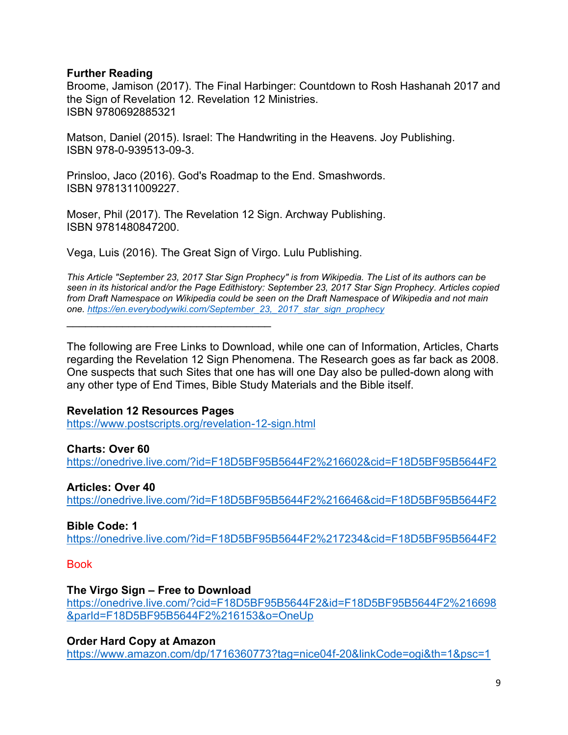**Further Reading**

Broome, Jamison (2017). The Final Harbinger: Countdown to Rosh Hashanah 2017 and the Sign of Revelation 12. Revelation 12 Ministries.
ISBN 9780692885321

Matson, Daniel (2015). Israel: The Handwriting in the Heavens. Joy Publishing.
ISBN 978-0-939513-09-3.

Prinsloo, Jaco (2016). God's Roadmap to the End. Smashwords.
ISBN 9781311009227.

Moser, Phil (2017). The Revelation 12 Sign. Archway Publishing.
ISBN 9781480847200.

Vega, Luis (2016). The Great Sign of Virgo. Lulu Publishing.

*This Article "September 23, 2017 Star Sign Prophecy" is from Wikipedia. The List of its authors can be seen in its historical and/or the Page Edithistory: September 23, 2017 Star Sign Prophecy. Articles copied from Draft Namespace on Wikipedia could be seen on the Draft Namespace of Wikipedia and not main one.* *https://en.everybodywiki.com/September_23,_2017_star_sign_prophecy*

---

The following are Free Links to Download, while one can of Information, Articles, Charts regarding the Revelation 12 Sign Phenomena. The Research goes as far back as 2008. One suspects that such Sites that one has will one Day also be pulled-down along with any other type of End Times, Bible Study Materials and the Bible itself.

**Revelation 12 Resources Pages**
https://www.postscripts.org/revelation-12-sign.html

**Charts: Over 60**
https://onedrive.live.com/?id=F18D5BF95B5644F2%216602&cid=F18D5BF95B5644F2

**Articles: Over 40**
https://onedrive.live.com/?id=F18D5BF95B5644F2%216646&cid=F18D5BF95B5644F2

**Bible Code: 1**
https://onedrive.live.com/?id=F18D5BF95B5644F2%217234&cid=F18D5BF95B5644F2

Book

**The Virgo Sign – Free to Download**
https://onedrive.live.com/?cid=F18D5BF95B5644F2&id=F18D5BF95B5644F2%216698&parId=F18D5BF95B5644F2%216153&o=OneUp

**Order Hard Copy at Amazon**
https://www.amazon.com/dp/1716360773?tag=nice04f-20&linkCode=ogi&th=1&psc=1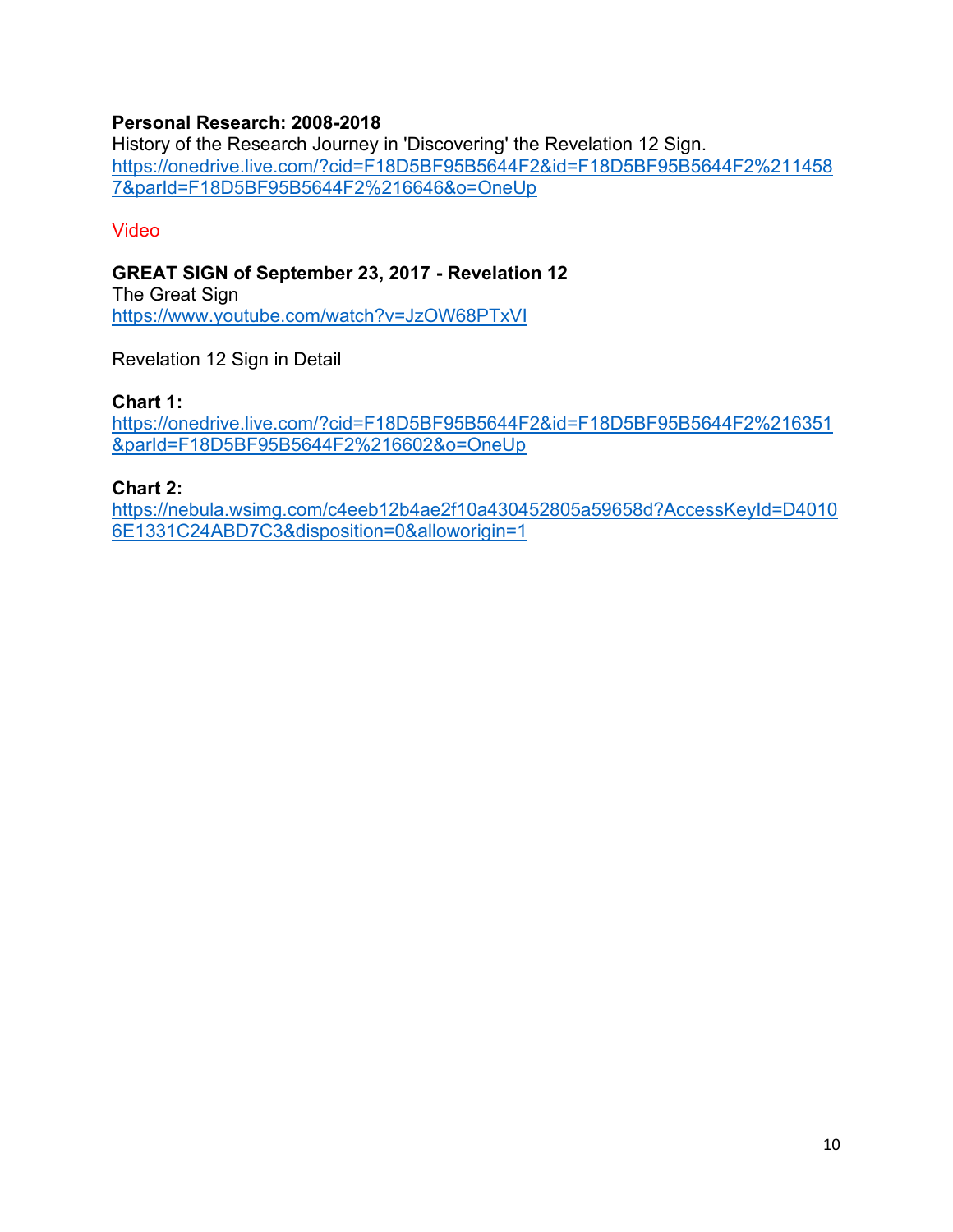**Personal Research: 2008-2018**
History of the Research Journey in 'Discovering' the Revelation 12 Sign.
https://onedrive.live.com/?cid=F18D5BF95B5644F2&id=F18D5BF95B5644F2%2114587&parId=F18D5BF95B5644F2%216646&o=OneUp

Video

**GREAT SIGN of September 23, 2017 - Revelation 12**
The Great Sign
https://www.youtube.com/watch?v=JzOW68PTxVI

Revelation 12 Sign in Detail

**Chart 1:**
https://onedrive.live.com/?cid=F18D5BF95B5644F2&id=F18D5BF95B5644F2%216351&parId=F18D5BF95B5644F2%216602&o=OneUp

**Chart 2:**
https://nebula.wsimg.com/c4eeb12b4ae2f10a430452805a59658d?AccessKeyId=D40106E1331C24ABD7C3&disposition=0&alloworigin=1